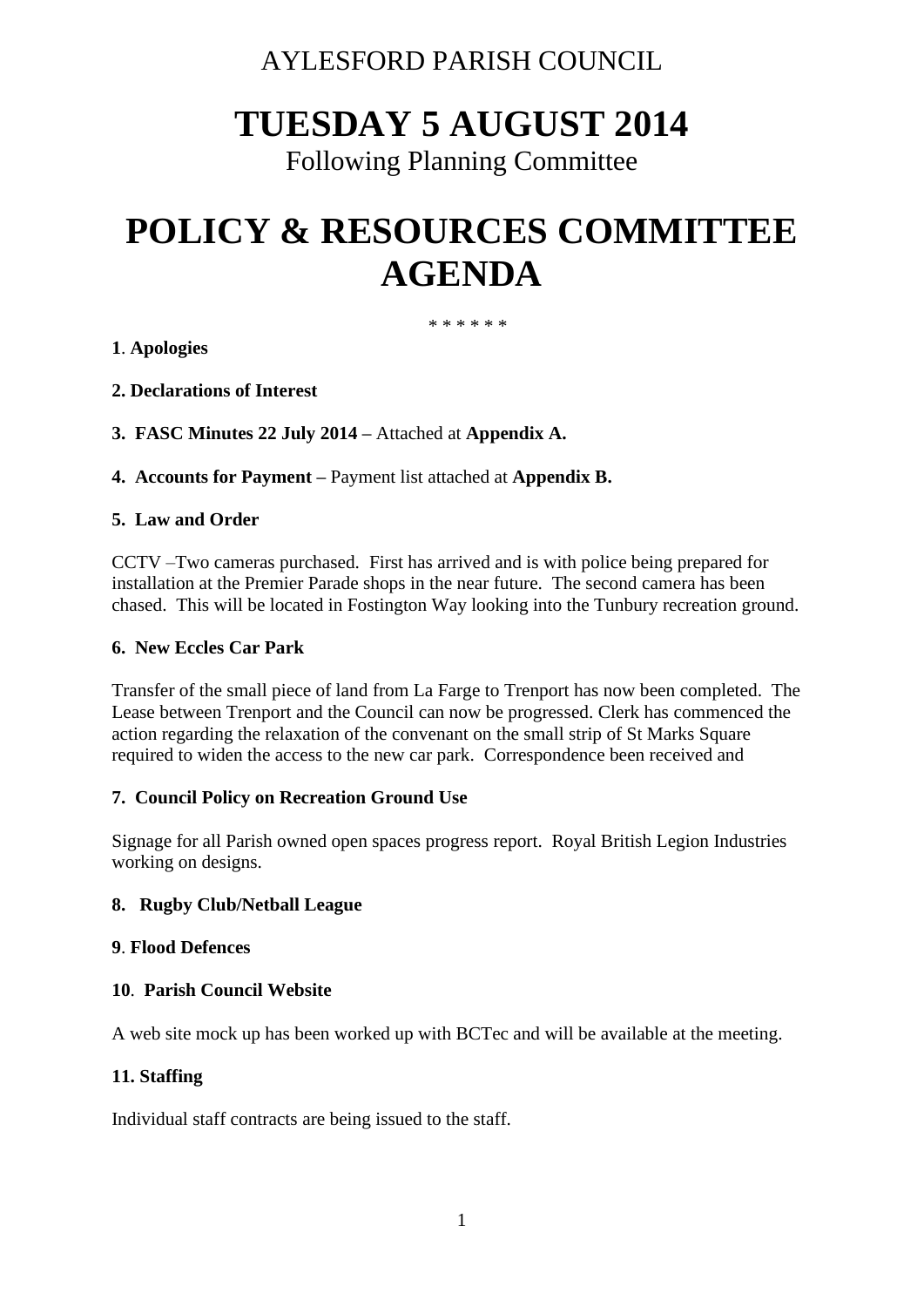AYLESFORD PARISH COUNCIL

# TUESDAY 5 AUGUST 2014

Following Planning Committee

# POLICY & RESOURCES COMMITTEE AGENDA

\* \* \* \* \* \*

**1**. **Apologies**

**2. Declarations of Interest**

**3. FASC Minutes 22 July 2014 –** Attached at **Appendix A.**

**4. Accounts for Payment –** Payment list attached at **Appendix B.**

**5. Law and Order**

CCTV –Two cameras purchased. First has arrived and is with police being prepared for installation at the Premier Parade shops in the near future. The second camera has been chased. This will be located in Fostington Way looking into the Tunbury recreation ground.

**6. New Eccles Car Park**

Transfer of the small piece of land from La Farge to Trenport has now been completed. The Lease between Trenport and the Council can now be progressed. Clerk has commenced the action regarding the relaxation of the convenant on the small strip of St Marks Square required to widen the access to the new car park. Correspondence been received and

**7. Council Policy on Recreation Ground Use**

Signage for all Parish owned open spaces progress report. Royal British Legion Industries working on designs.

**8. Rugby Club/Netball League**

**9**. **Flood Defences**

**10**. **Parish Council Website**

A web site mock up has been worked up with BCTec and will be available at the meeting.

**11. Staffing**

Individual staff contracts are being issued to the staff.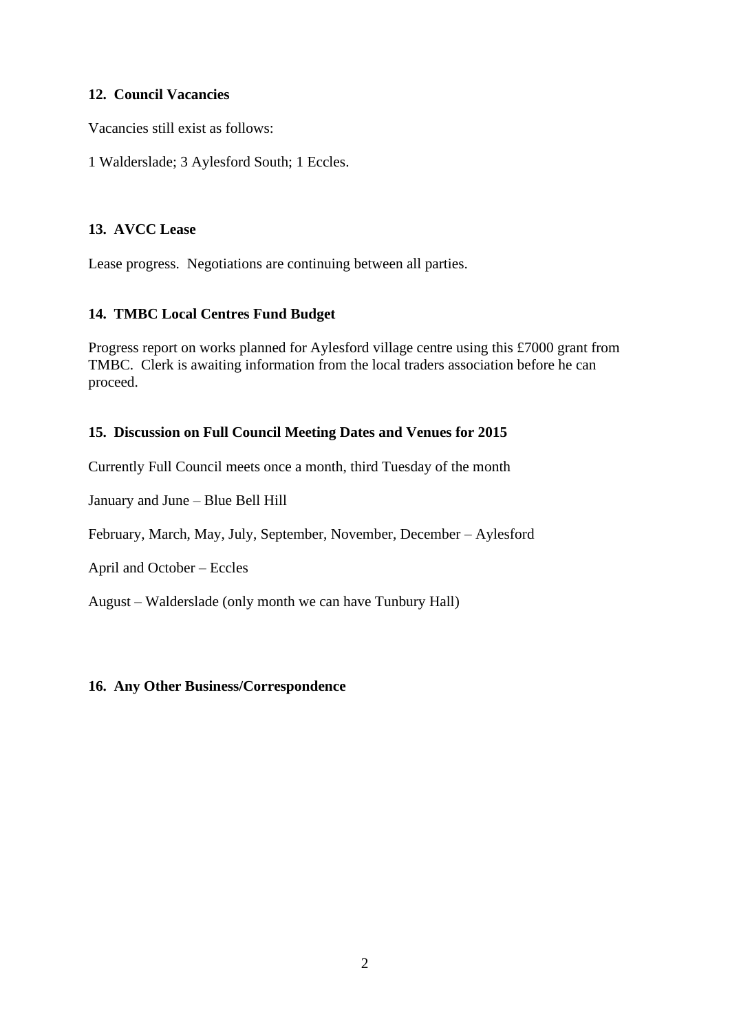**12. Council Vacancies**

Vacancies still exist as follows:

1 Walderslade; 3 Aylesford South; 1 Eccles.

**13. AVCC Lease**

Lease progress. Negotiations are continuing between all parties.

**14. TMBC Local Centres Fund Budget**

Progress report on works planned for Aylesford village centre using this £7000 grant from TMBC. Clerk is awaiting information from the local traders association before he can proceed.

**15. Discussion on Full Council Meeting Dates and Venues for 2015**

Currently Full Council meets once a month, third Tuesday of the month

January and June – Blue Bell Hill

February, March, May, July, September, November, December – Aylesford

April and October – Eccles

August – Walderslade (only month we can have Tunbury Hall)

**16. Any Other Business/Correspondence**